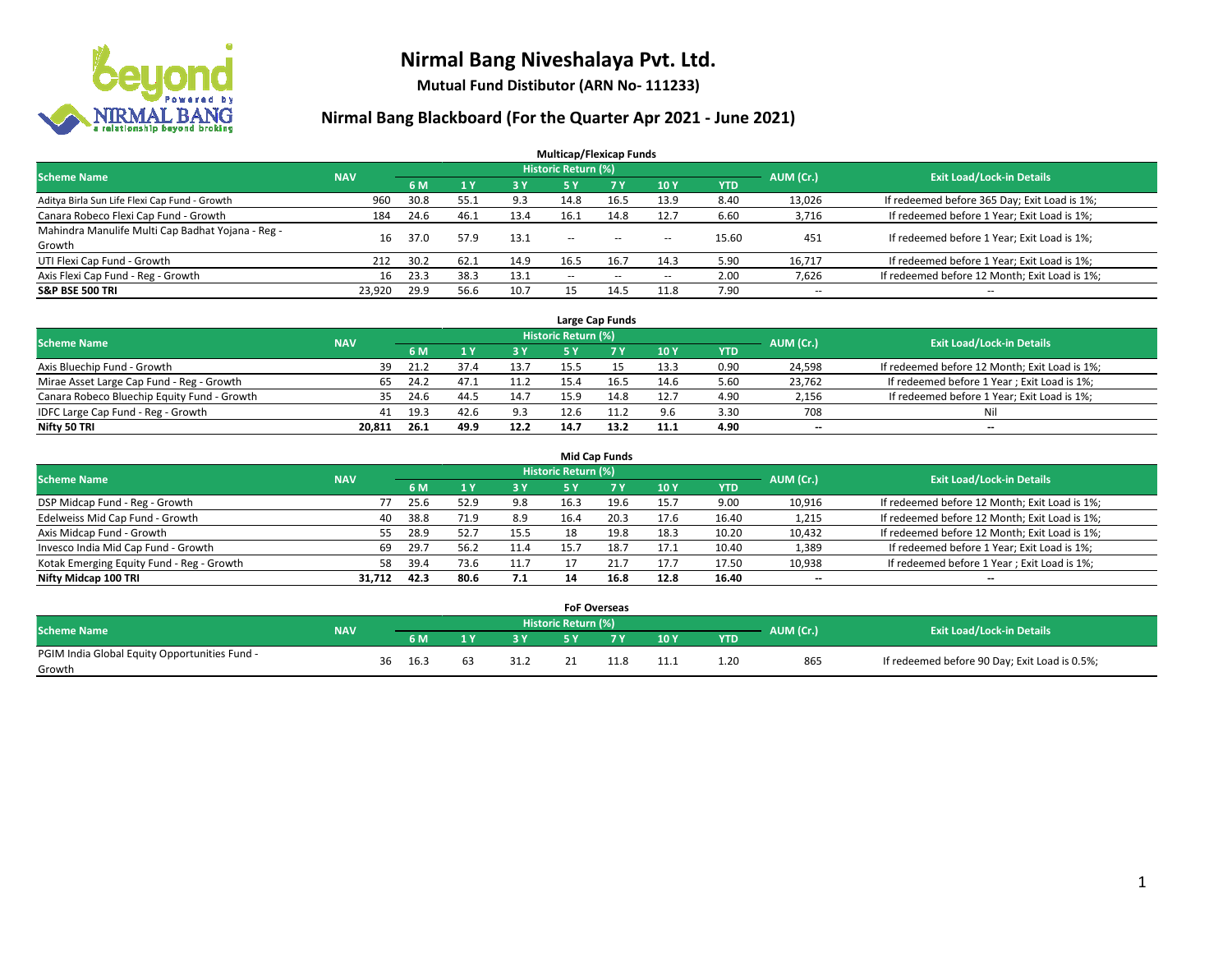# Nirmal Bang Niveshalaya Pvt. Ltd.

**Mutual Fund Distibutor (ARN No- 111233)**

## Nirmal Bang Blackboard (For the Quarter Apr 2021 - June 2021)

### Multicap/Flexicap Funds

| Scheme Name | NAV | Historic Return (%) | | | | | | | AUM (Cr.) | Exit Load/Lock-in Details |
|---|---|---|---|---|---|---|---|---|---|---|
| | | 6 M | 1 Y | 3 Y | 5 Y | 7 Y | 10 Y | YTD | | |
| Aditya Birla Sun Life Flexi Cap Fund - Growth | 960 | 30.8 | 55.1 | 9.3 | 14.8 | 16.5 | 13.9 | 8.40 | 13,026 | If redeemed before 365 Day; Exit Load is 1%; |
| Canara Robeco Flexi Cap Fund - Growth | 184 | 24.6 | 46.1 | 13.4 | 16.1 | 14.8 | 12.7 | 6.60 | 3,716 | If redeemed before 1 Year; Exit Load is 1%; |
| Mahindra Manulife Multi Cap Badhat Yojana - Reg - Growth | 16 | 37.0 | 57.9 | 13.1 | -- | -- | -- | 15.60 | 451 | If redeemed before 1 Year; Exit Load is 1%; |
| UTI Flexi Cap Fund - Growth | 212 | 30.2 | 62.1 | 14.9 | 16.5 | 16.7 | 14.3 | 5.90 | 16,717 | If redeemed before 1 Year; Exit Load is 1%; |
| Axis Flexi Cap Fund - Reg - Growth | 16 | 23.3 | 38.3 | 13.1 | -- | -- | -- | 2.00 | 7,626 | If redeemed before 12 Month; Exit Load is 1%; |
| **S&P BSE 500 TRI** | **23,920** | **29.9** | **56.6** | **10.7** | **15** | **14.5** | **11.8** | **7.90** | -- | -- |

### Large Cap Funds

| Scheme Name | NAV | Historic Return (%) | | | | | | | AUM (Cr.) | Exit Load/Lock-in Details |
|---|---|---|---|---|---|---|---|---|---|---|
| | | 6 M | 1 Y | 3 Y | 5 Y | 7 Y | 10 Y | YTD | | |
| Axis Bluechip Fund - Growth | 39 | 21.2 | 37.4 | 13.7 | 15.5 | 15 | 13.3 | 0.90 | 24,598 | If redeemed before 12 Month; Exit Load is 1%; |
| Mirae Asset Large Cap Fund - Reg - Growth | 65 | 24.2 | 47.1 | 11.2 | 15.4 | 16.5 | 14.6 | 5.60 | 23,762 | If redeemed before 1 Year ; Exit Load is 1%; |
| Canara Robeco Bluechip Equity Fund - Growth | 35 | 24.6 | 44.5 | 14.7 | 15.9 | 14.8 | 12.7 | 4.90 | 2,156 | If redeemed before 1 Year; Exit Load is 1%; |
| IDFC Large Cap Fund - Reg - Growth | 41 | 19.3 | 42.6 | 9.3 | 12.6 | 11.2 | 9.6 | 3.30 | 708 | Nil |
| **Nifty 50 TRI** | **20,811** | **26.1** | **49.9** | **12.2** | **14.7** | **13.2** | **11.1** | **4.90** | **--** | **--** |

### Mid Cap Funds

| Scheme Name | NAV | Historic Return (%) | | | | | | | AUM (Cr.) | Exit Load/Lock-in Details |
|---|---|---|---|---|---|---|---|---|---|---|
| | | 6 M | 1 Y | 3 Y | 5 Y | 7 Y | 10 Y | YTD | | |
| DSP Midcap Fund - Reg - Growth | 77 | 25.6 | 52.9 | 9.8 | 16.3 | 19.6 | 15.7 | 9.00 | 10,916 | If redeemed before 12 Month; Exit Load is 1%; |
| Edelweiss Mid Cap Fund - Growth | 40 | 38.8 | 71.9 | 8.9 | 16.4 | 20.3 | 17.6 | 16.40 | 1,215 | If redeemed before 12 Month; Exit Load is 1%; |
| Axis Midcap Fund - Growth | 55 | 28.9 | 52.7 | 15.5 | 18 | 19.8 | 18.3 | 10.20 | 10,432 | If redeemed before 12 Month; Exit Load is 1%; |
| Invesco India Mid Cap Fund - Growth | 69 | 29.7 | 56.2 | 11.4 | 15.7 | 18.7 | 17.1 | 10.40 | 1,389 | If redeemed before 1 Year; Exit Load is 1%; |
| Kotak Emerging Equity Fund - Reg - Growth | 58 | 39.4 | 73.6 | 11.7 | 17 | 21.7 | 17.7 | 17.50 | 10,938 | If redeemed before 1 Year ; Exit Load is 1%; |
| **Nifty Midcap 100 TRI** | **31,712** | **42.3** | **80.6** | **7.1** | **14** | **16.8** | **12.8** | **16.40** | **--** | **--** |

### FoF Overseas

| Scheme Name | NAV | Historic Return (%) | | | | | | | AUM (Cr.) | Exit Load/Lock-in Details |
|---|---|---|---|---|---|---|---|---|---|---|
| | | 6 M | 1 Y | 3 Y | 5 Y | 7 Y | 10 Y | YTD | | |
| PGIM India Global Equity Opportunities Fund - Growth | 36 | 16.3 | 63 | 31.2 | 21 | 11.8 | 11.1 | 1.20 | 865 | If redeemed before 90 Day; Exit Load is 0.5%; |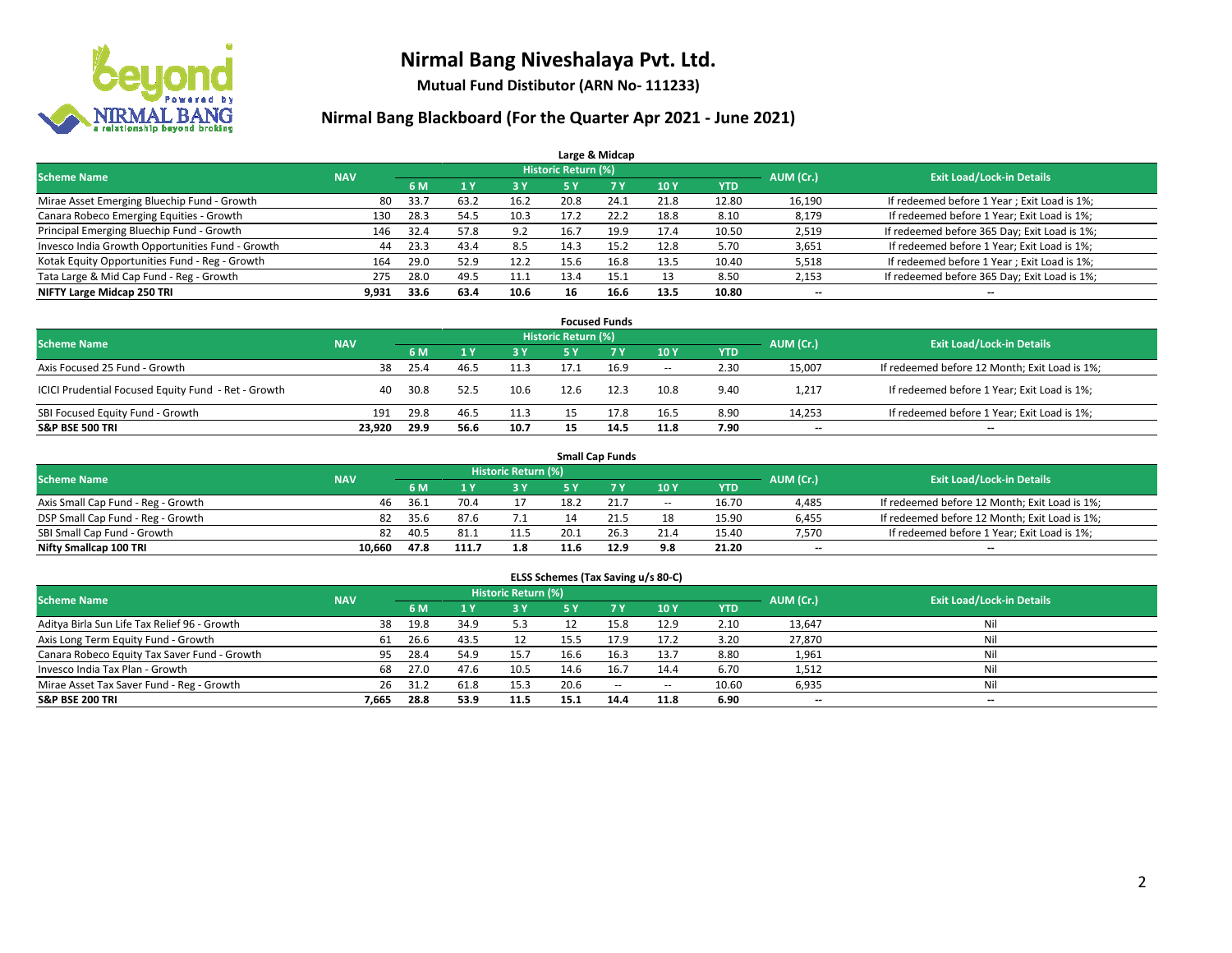# Nirmal Bang Niveshalaya Pvt. Ltd.

**Mutual Fund Distibutor (ARN No- 111233)**

## Nirmal Bang Blackboard (For the Quarter Apr 2021 - June 2021)

### Large & Midcap

| Scheme Name | NAV | Historic Return (%) | | | | | | | AUM (Cr.) | Exit Load/Lock-in Details |
|---|---|---|---|---|---|---|---|---|---|---|
| | | 6 M | 1 Y | 3 Y | 5 Y | 7 Y | 10 Y | YTD | | |
| Mirae Asset Emerging Bluechip Fund - Growth | 80 | 33.7 | 63.2 | 16.2 | 20.8 | 24.1 | 21.8 | 12.80 | 16,190 | If redeemed before 1 Year ; Exit Load is 1%; |
| Canara Robeco Emerging Equities - Growth | 130 | 28.3 | 54.5 | 10.3 | 17.2 | 22.2 | 18.8 | 8.10 | 8,179 | If redeemed before 1 Year; Exit Load is 1%; |
| Principal Emerging Bluechip Fund - Growth | 146 | 32.4 | 57.8 | 9.2 | 16.7 | 19.9 | 17.4 | 10.50 | 2,519 | If redeemed before 365 Day; Exit Load is 1%; |
| Invesco India Growth Opportunities Fund - Growth | 44 | 23.3 | 43.4 | 8.5 | 14.3 | 15.2 | 12.8 | 5.70 | 3,651 | If redeemed before 1 Year; Exit Load is 1%; |
| Kotak Equity Opportunities Fund - Reg - Growth | 164 | 29.0 | 52.9 | 12.2 | 15.6 | 16.8 | 13.5 | 10.40 | 5,518 | If redeemed before 1 Year ; Exit Load is 1%; |
| Tata Large & Mid Cap Fund - Reg - Growth | 275 | 28.0 | 49.5 | 11.1 | 13.4 | 15.1 | 13 | 8.50 | 2,153 | If redeemed before 365 Day; Exit Load is 1%; |
| **NIFTY Large Midcap 250 TRI** | **9,931** | **33.6** | **63.4** | **10.6** | **16** | **16.6** | **13.5** | **10.80** | **--** | **--** |

### Focused Funds

| Scheme Name | NAV | Historic Return (%) | | | | | | | AUM (Cr.) | Exit Load/Lock-in Details |
|---|---|---|---|---|---|---|---|---|---|---|
| | | 6 M | 1 Y | 3 Y | 5 Y | 7 Y | 10 Y | YTD | | |
| Axis Focused 25 Fund - Growth | 38 | 25.4 | 46.5 | 11.3 | 17.1 | 16.9 | -- | 2.30 | 15,007 | If redeemed before 12 Month; Exit Load is 1%; |
| ICICI Prudential Focused Equity Fund - Ret - Growth | 40 | 30.8 | 52.5 | 10.6 | 12.6 | 12.3 | 10.8 | 9.40 | 1,217 | If redeemed before 1 Year; Exit Load is 1%; |
| SBI Focused Equity Fund - Growth | 191 | 29.8 | 46.5 | 11.3 | 15 | 17.8 | 16.5 | 8.90 | 14,253 | If redeemed before 1 Year; Exit Load is 1%; |
| **S&P BSE 500 TRI** | **23,920** | **29.9** | **56.6** | **10.7** | **15** | **14.5** | **11.8** | **7.90** | **--** | **--** |

### Small Cap Funds

| Scheme Name | NAV | Historic Return (%) | | | | | | | AUM (Cr.) | Exit Load/Lock-in Details |
|---|---|---|---|---|---|---|---|---|---|---|
| | | 6 M | 1 Y | 3 Y | 5 Y | 7 Y | 10 Y | YTD | | |
| Axis Small Cap Fund - Reg - Growth | 46 | 36.1 | 70.4 | 17 | 18.2 | 21.7 | -- | 16.70 | 4,485 | If redeemed before 12 Month; Exit Load is 1%; |
| DSP Small Cap Fund - Reg - Growth | 82 | 35.6 | 87.6 | 7.1 | 14 | 21.5 | 18 | 15.90 | 6,455 | If redeemed before 12 Month; Exit Load is 1%; |
| SBI Small Cap Fund - Growth | 82 | 40.5 | 81.1 | 11.5 | 20.1 | 26.3 | 21.4 | 15.40 | 7,570 | If redeemed before 1 Year; Exit Load is 1%; |
| **Nifty Smallcap 100 TRI** | **10,660** | **47.8** | **111.7** | **1.8** | **11.6** | **12.9** | **9.8** | **21.20** | **--** | **--** |

### ELSS Schemes (Tax Saving u/s 80-C)

| Scheme Name | NAV | Historic Return (%) | | | | | | | AUM (Cr.) | Exit Load/Lock-in Details |
|---|---|---|---|---|---|---|---|---|---|---|
| | | 6 M | 1 Y | 3 Y | 5 Y | 7 Y | 10 Y | YTD | | |
| Aditya Birla Sun Life Tax Relief 96 - Growth | 38 | 19.8 | 34.9 | 5.3 | 12 | 15.8 | 12.9 | 2.10 | 13,647 | Nil |
| Axis Long Term Equity Fund - Growth | 61 | 26.6 | 43.5 | 12 | 15.5 | 17.9 | 17.2 | 3.20 | 27,870 | Nil |
| Canara Robeco Equity Tax Saver Fund - Growth | 95 | 28.4 | 54.9 | 15.7 | 16.6 | 16.3 | 13.7 | 8.80 | 1,961 | Nil |
| Invesco India Tax Plan - Growth | 68 | 27.0 | 47.6 | 10.5 | 14.6 | 16.7 | 14.4 | 6.70 | 1,512 | Nil |
| Mirae Asset Tax Saver Fund - Reg - Growth | 26 | 31.2 | 61.8 | 15.3 | 20.6 | -- | -- | 10.60 | 6,935 | Nil |
| **S&P BSE 200 TRI** | **7,665** | **28.8** | **53.9** | **11.5** | **15.1** | **14.4** | **11.8** | **6.90** | **--** | **--** |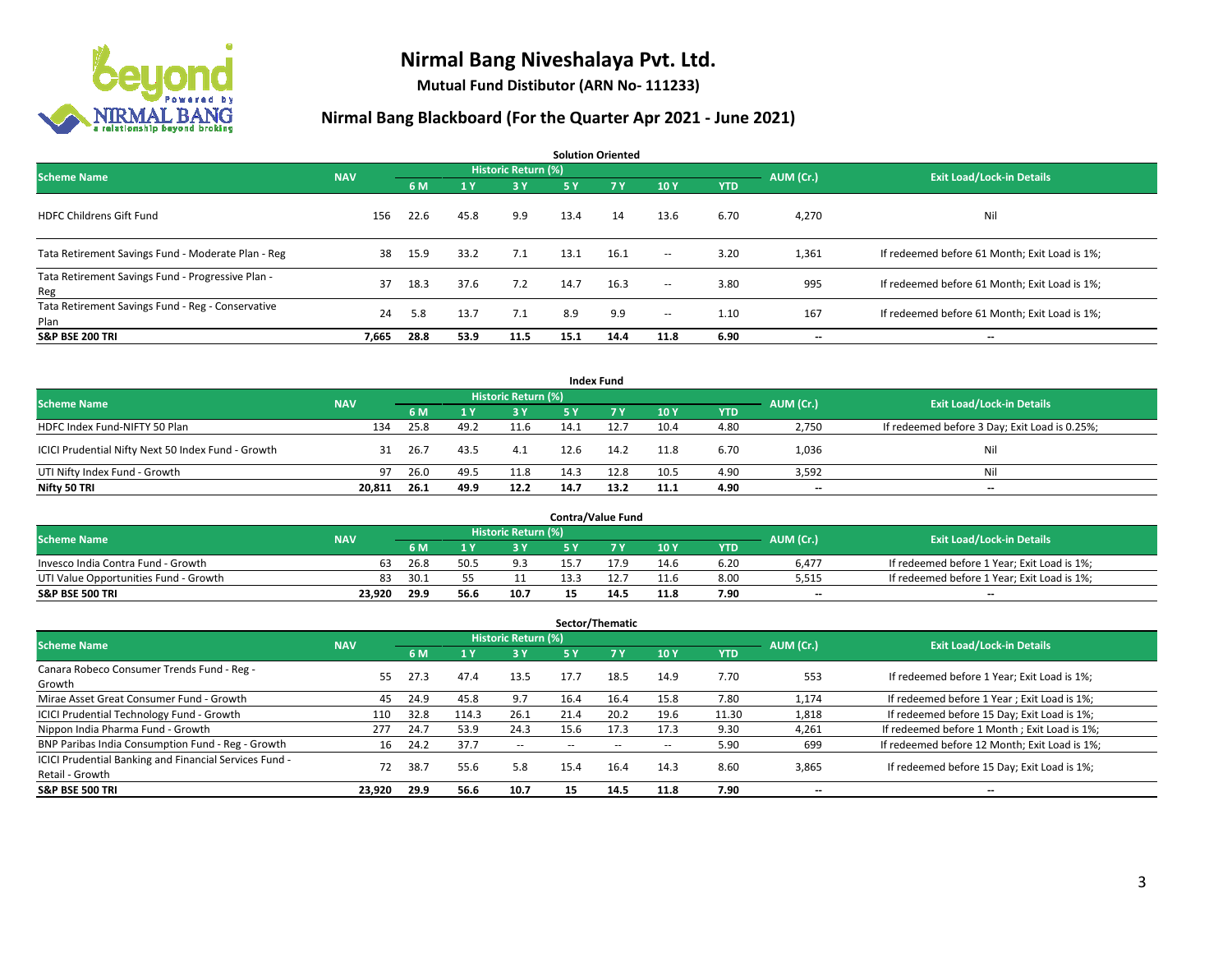# Nirmal Bang Niveshalaya Pvt. Ltd.

**Mutual Fund Distibutor (ARN No- 111233)**

## Nirmal Bang Blackboard (For the Quarter Apr 2021 - June 2021)

### Solution Oriented

| Scheme Name | NAV | Historic Return (%) | | | | | | | AUM (Cr.) | Exit Load/Lock-in Details |
|---|---|---|---|---|---|---|---|---|---|---|
| | | 6 M | 1 Y | 3 Y | 5 Y | 7 Y | 10 Y | YTD | | |
| HDFC Childrens Gift Fund | 156 | 22.6 | 45.8 | 9.9 | 13.4 | 14 | 13.6 | 6.70 | 4,270 | Nil |
| Tata Retirement Savings Fund - Moderate Plan - Reg | 38 | 15.9 | 33.2 | 7.1 | 13.1 | 16.1 | -- | 3.20 | 1,361 | If redeemed before 61 Month; Exit Load is 1%; |
| Tata Retirement Savings Fund - Progressive Plan - Reg | 37 | 18.3 | 37.6 | 7.2 | 14.7 | 16.3 | -- | 3.80 | 995 | If redeemed before 61 Month; Exit Load is 1%; |
| Tata Retirement Savings Fund - Reg - Conservative Plan | 24 | 5.8 | 13.7 | 7.1 | 8.9 | 9.9 | -- | 1.10 | 167 | If redeemed before 61 Month; Exit Load is 1%; |
| **S&P BSE 200 TRI** | **7,665** | **28.8** | **53.9** | **11.5** | **15.1** | **14.4** | **11.8** | **6.90** | **--** | **--** |

### Index Fund

| Scheme Name | NAV | Historic Return (%) | | | | | | | AUM (Cr.) | Exit Load/Lock-in Details |
|---|---|---|---|---|---|---|---|---|---|---|
| | | 6 M | 1 Y | 3 Y | 5 Y | 7 Y | 10 Y | YTD | | |
| HDFC Index Fund-NIFTY 50 Plan | 134 | 25.8 | 49.2 | 11.6 | 14.1 | 12.7 | 10.4 | 4.80 | 2,750 | If redeemed before 3 Day; Exit Load is 0.25%; |
| ICICI Prudential Nifty Next 50 Index Fund - Growth | 31 | 26.7 | 43.5 | 4.1 | 12.6 | 14.2 | 11.8 | 6.70 | 1,036 | Nil |
| UTI Nifty Index Fund - Growth | 97 | 26.0 | 49.5 | 11.8 | 14.3 | 12.8 | 10.5 | 4.90 | 3,592 | Nil |
| **Nifty 50 TRI** | **20,811** | **26.1** | **49.9** | **12.2** | **14.7** | **13.2** | **11.1** | **4.90** | **--** | **--** |

### Contra/Value Fund

| Scheme Name | NAV | Historic Return (%) | | | | | | | AUM (Cr.) | Exit Load/Lock-in Details |
|---|---|---|---|---|---|---|---|---|---|---|
| | | 6 M | 1 Y | 3 Y | 5 Y | 7 Y | 10 Y | YTD | | |
| Invesco India Contra Fund - Growth | 63 | 26.8 | 50.5 | 9.3 | 15.7 | 17.9 | 14.6 | 6.20 | 6,477 | If redeemed before 1 Year; Exit Load is 1%; |
| UTI Value Opportunities Fund - Growth | 83 | 30.1 | 55 | 11 | 13.3 | 12.7 | 11.6 | 8.00 | 5,515 | If redeemed before 1 Year; Exit Load is 1%; |
| **S&P BSE 500 TRI** | **23,920** | **29.9** | **56.6** | **10.7** | **15** | **14.5** | **11.8** | **7.90** | **--** | **--** |

### Sector/Thematic

| Scheme Name | NAV | Historic Return (%) | | | | | | | AUM (Cr.) | Exit Load/Lock-in Details |
|---|---|---|---|---|---|---|---|---|---|---|
| | | 6 M | 1 Y | 3 Y | 5 Y | 7 Y | 10 Y | YTD | | |
| Canara Robeco Consumer Trends Fund - Reg - Growth | 55 | 27.3 | 47.4 | 13.5 | 17.7 | 18.5 | 14.9 | 7.70 | 553 | If redeemed before 1 Year; Exit Load is 1%; |
| Mirae Asset Great Consumer Fund - Growth | 45 | 24.9 | 45.8 | 9.7 | 16.4 | 16.4 | 15.8 | 7.80 | 1,174 | If redeemed before 1 Year ; Exit Load is 1%; |
| ICICI Prudential Technology Fund - Growth | 110 | 32.8 | 114.3 | 26.1 | 21.4 | 20.2 | 19.6 | 11.30 | 1,818 | If redeemed before 15 Day; Exit Load is 1%; |
| Nippon India Pharma Fund - Growth | 277 | 24.7 | 53.9 | 24.3 | 15.6 | 17.3 | 17.3 | 9.30 | 4,261 | If redeemed before 1 Month ; Exit Load is 1%; |
| BNP Paribas India Consumption Fund - Reg - Growth | 16 | 24.2 | 37.7 | -- | -- | -- | -- | 5.90 | 699 | If redeemed before 12 Month; Exit Load is 1%; |
| ICICI Prudential Banking and Financial Services Fund - Retail - Growth | 72 | 38.7 | 55.6 | 5.8 | 15.4 | 16.4 | 14.3 | 8.60 | 3,865 | If redeemed before 15 Day; Exit Load is 1%; |
| **S&P BSE 500 TRI** | **23,920** | **29.9** | **56.6** | **10.7** | **15** | **14.5** | **11.8** | **7.90** | **--** | **--** |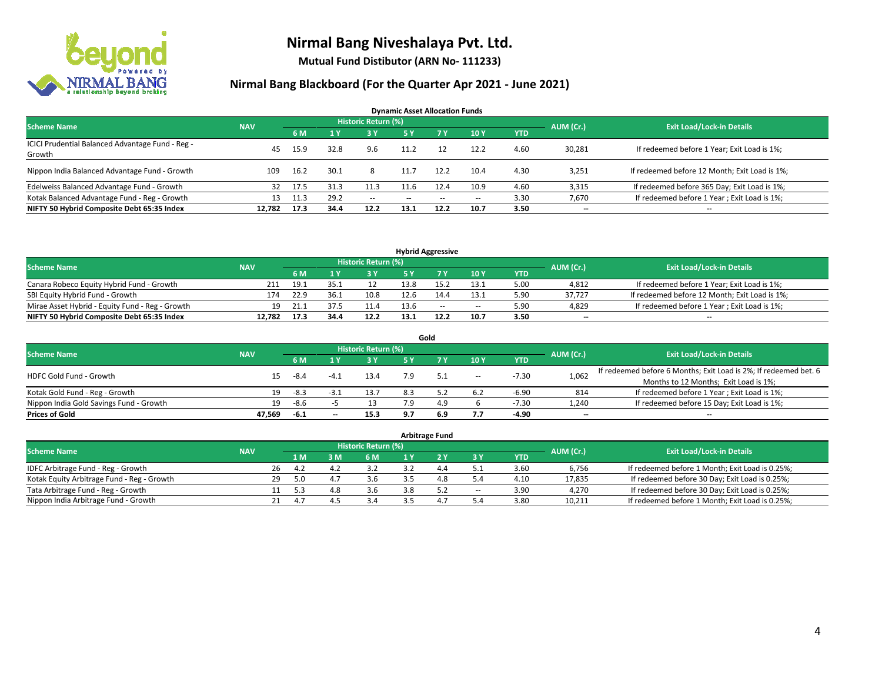# Nirmal Bang Niveshalaya Pvt. Ltd.

**Mutual Fund Distibutor (ARN No- 111233)**

## Nirmal Bang Blackboard (For the Quarter Apr 2021 - June 2021)

### Dynamic Asset Allocation Funds

| Scheme Name | NAV | Historic Return (%) | | | | | | | AUM (Cr.) | Exit Load/Lock-in Details |
|---|---|---|---|---|---|---|---|---|---|---|
| | | 6 M | 1 Y | 3 Y | 5 Y | 7 Y | 10 Y | YTD | | |
| ICICI Prudential Balanced Advantage Fund - Reg - Growth | 45 | 15.9 | 32.8 | 9.6 | 11.2 | 12 | 12.2 | 4.60 | 30,281 | If redeemed before 1 Year; Exit Load is 1%; |
| Nippon India Balanced Advantage Fund - Growth | 109 | 16.2 | 30.1 | 8 | 11.7 | 12.2 | 10.4 | 4.30 | 3,251 | If redeemed before 12 Month; Exit Load is 1%; |
| Edelweiss Balanced Advantage Fund - Growth | 32 | 17.5 | 31.3 | 11.3 | 11.6 | 12.4 | 10.9 | 4.60 | 3,315 | If redeemed before 365 Day; Exit Load is 1%; |
| Kotak Balanced Advantage Fund - Reg - Growth | 13 | 11.3 | 29.2 | -- | -- | -- | -- | 3.30 | 7,670 | If redeemed before 1 Year ; Exit Load is 1%; |
| **NIFTY 50 Hybrid Composite Debt 65:35 Index** | **12,782** | **17.3** | **34.4** | **12.2** | **13.1** | **12.2** | **10.7** | **3.50** | **--** | **--** |

### Hybrid Aggressive

| Scheme Name | NAV | Historic Return (%) | | | | | | | AUM (Cr.) | Exit Load/Lock-in Details |
|---|---|---|---|---|---|---|---|---|---|---|
| | | 6 M | 1 Y | 3 Y | 5 Y | 7 Y | 10 Y | YTD | | |
| Canara Robeco Equity Hybrid Fund - Growth | 211 | 19.1 | 35.1 | 12 | 13.8 | 15.2 | 13.1 | 5.00 | 4,812 | If redeemed before 1 Year; Exit Load is 1%; |
| SBI Equity Hybrid Fund - Growth | 174 | 22.9 | 36.1 | 10.8 | 12.6 | 14.4 | 13.1 | 5.90 | 37,727 | If redeemed before 12 Month; Exit Load is 1%; |
| Mirae Asset Hybrid - Equity Fund - Reg - Growth | 19 | 21.1 | 37.5 | 11.4 | 13.6 | -- | -- | 5.90 | 4,829 | If redeemed before 1 Year ; Exit Load is 1%; |
| **NIFTY 50 Hybrid Composite Debt 65:35 Index** | **12,782** | **17.3** | **34.4** | **12.2** | **13.1** | **12.2** | **10.7** | **3.50** | **--** | **--** |

### Gold

| Scheme Name | NAV | Historic Return (%) | | | | | | | AUM (Cr.) | Exit Load/Lock-in Details |
|---|---|---|---|---|---|---|---|---|---|---|
| | | 6 M | 1 Y | 3 Y | 5 Y | 7 Y | 10 Y | YTD | | |
| HDFC Gold Fund - Growth | 15 | -8.4 | -4.1 | 13.4 | 7.9 | 5.1 | -- | -7.30 | 1,062 | If redeemed before 6 Months; Exit Load is 2%; If redeemed bet. 6 Months to 12 Months; Exit Load is 1%; |
| Kotak Gold Fund - Reg - Growth | 19 | -8.3 | -3.1 | 13.7 | 8.3 | 5.2 | 6.2 | -6.90 | 814 | If redeemed before 1 Year ; Exit Load is 1%; |
| Nippon India Gold Savings Fund - Growth | 19 | -8.6 | -5 | 13 | 7.9 | 4.9 | 6 | -7.30 | 1,240 | If redeemed before 15 Day; Exit Load is 1%; |
| **Prices of Gold** | **47,569** | **-6.1** | **--** | **15.3** | **9.7** | **6.9** | **7.7** | **-4.90** | **--** | **--** |

### Arbitrage Fund

| Scheme Name | NAV | Historic Return (%) | | | | | | | AUM (Cr.) | Exit Load/Lock-in Details |
|---|---|---|---|---|---|---|---|---|---|---|
| | | 1 M | 3 M | 6 M | 1 Y | 2 Y | 3 Y | YTD | | |
| IDFC Arbitrage Fund - Reg - Growth | 26 | 4.2 | 4.2 | 3.2 | 3.2 | 4.4 | 5.1 | 3.60 | 6,756 | If redeemed before 1 Month; Exit Load is 0.25%; |
| Kotak Equity Arbitrage Fund - Reg - Growth | 29 | 5.0 | 4.7 | 3.6 | 3.5 | 4.8 | 5.4 | 4.10 | 17,835 | If redeemed before 30 Day; Exit Load is 0.25%; |
| Tata Arbitrage Fund - Reg - Growth | 11 | 5.3 | 4.8 | 3.6 | 3.8 | 5.2 | -- | 3.90 | 4,270 | If redeemed before 30 Day; Exit Load is 0.25%; |
| Nippon India Arbitrage Fund - Growth | 21 | 4.7 | 4.5 | 3.4 | 3.5 | 4.7 | 5.4 | 3.80 | 10,211 | If redeemed before 1 Month; Exit Load is 0.25%; |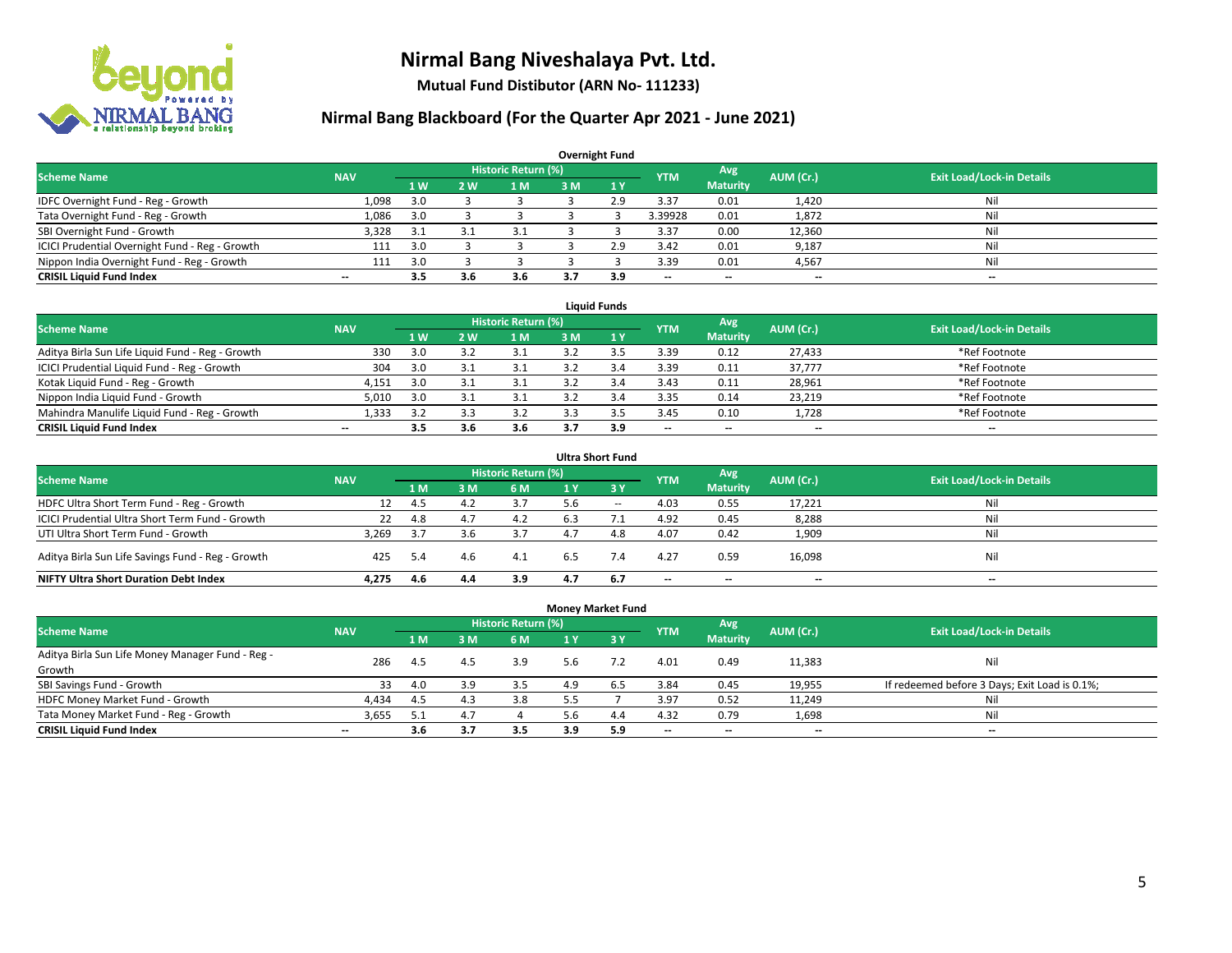# Nirmal Bang Niveshalaya Pvt. Ltd.

**Mutual Fund Distibutor (ARN No- 111233)**

## Nirmal Bang Blackboard (For the Quarter Apr 2021 - June 2021)

### Overnight Fund

| Scheme Name | NAV | Historic Return (%) | | | | | YTM | Avg Maturity | AUM (Cr.) | Exit Load/Lock-in Details |
|---|---|---|---|---|---|---|---|---|---|---|
| | | 1 W | 2 W | 1 M | 3 M | 1 Y | | | | |
| IDFC Overnight Fund - Reg - Growth | 1,098 | 3.0 | 3 | 3 | 3 | 2.9 | 3.37 | 0.01 | 1,420 | Nil |
| Tata Overnight Fund - Reg - Growth | 1,086 | 3.0 | 3 | 3 | 3 | 3 | 3.39928 | 0.01 | 1,872 | Nil |
| SBI Overnight Fund - Growth | 3,328 | 3.1 | 3.1 | 3.1 | 3 | 3 | 3.37 | 0.00 | 12,360 | Nil |
| ICICI Prudential Overnight Fund - Reg - Growth | 111 | 3.0 | 3 | 3 | 3 | 2.9 | 3.42 | 0.01 | 9,187 | Nil |
| Nippon India Overnight Fund - Reg - Growth | 111 | 3.0 | 3 | 3 | 3 | 3 | 3.39 | 0.01 | 4,567 | Nil |
| **CRISIL Liquid Fund Index** | -- | **3.5** | **3.6** | **3.6** | **3.7** | **3.9** | -- | -- | -- | -- |

### Liquid Funds

| Scheme Name | NAV | Historic Return (%) | | | | | YTM | Avg Maturity | AUM (Cr.) | Exit Load/Lock-in Details |
|---|---|---|---|---|---|---|---|---|---|---|
| | | 1 W | 2 W | 1 M | 3 M | 1 Y | | | | |
| Aditya Birla Sun Life Liquid Fund - Reg - Growth | 330 | 3.0 | 3.2 | 3.1 | 3.2 | 3.5 | 3.39 | 0.12 | 27,433 | *Ref Footnote |
| ICICI Prudential Liquid Fund - Reg - Growth | 304 | 3.0 | 3.1 | 3.1 | 3.2 | 3.4 | 3.39 | 0.11 | 37,777 | *Ref Footnote |
| Kotak Liquid Fund - Reg - Growth | 4,151 | 3.0 | 3.1 | 3.1 | 3.2 | 3.4 | 3.43 | 0.11 | 28,961 | *Ref Footnote |
| Nippon India Liquid Fund - Growth | 5,010 | 3.0 | 3.1 | 3.1 | 3.2 | 3.4 | 3.35 | 0.14 | 23,219 | *Ref Footnote |
| Mahindra Manulife Liquid Fund - Reg - Growth | 1,333 | 3.2 | 3.3 | 3.2 | 3.3 | 3.5 | 3.45 | 0.10 | 1,728 | *Ref Footnote |
| **CRISIL Liquid Fund Index** | -- | **3.5** | **3.6** | **3.6** | **3.7** | **3.9** | -- | -- | -- | -- |

### Ultra Short Fund

| Scheme Name | NAV | Historic Return (%) | | | | | YTM | Avg Maturity | AUM (Cr.) | Exit Load/Lock-in Details |
|---|---|---|---|---|---|---|---|---|---|---|
| | | 1 M | 3 M | 6 M | 1 Y | 3 Y | | | | |
| HDFC Ultra Short Term Fund - Reg - Growth | 12 | 4.5 | 4.2 | 3.7 | 5.6 | -- | 4.03 | 0.55 | 17,221 | Nil |
| ICICI Prudential Ultra Short Term Fund - Growth | 22 | 4.8 | 4.7 | 4.2 | 6.3 | 7.1 | 4.92 | 0.45 | 8,288 | Nil |
| UTI Ultra Short Term Fund - Growth | 3,269 | 3.7 | 3.6 | 3.7 | 4.7 | 4.8 | 4.07 | 0.42 | 1,909 | Nil |
| Aditya Birla Sun Life Savings Fund - Reg - Growth | 425 | 5.4 | 4.6 | 4.1 | 6.5 | 7.4 | 4.27 | 0.59 | 16,098 | Nil |
| **NIFTY Ultra Short Duration Debt Index** | **4,275** | **4.6** | **4.4** | **3.9** | **4.7** | **6.7** | -- | -- | -- | -- |

### Money Market Fund

| Scheme Name | NAV | Historic Return (%) | | | | | YTM | Avg Maturity | AUM (Cr.) | Exit Load/Lock-in Details |
|---|---|---|---|---|---|---|---|---|---|---|
| | | 1 M | 3 M | 6 M | 1 Y | 3 Y | | | | |
| Aditya Birla Sun Life Money Manager Fund - Reg - Growth | 286 | 4.5 | 4.5 | 3.9 | 5.6 | 7.2 | 4.01 | 0.49 | 11,383 | Nil |
| SBI Savings Fund - Growth | 33 | 4.0 | 3.9 | 3.5 | 4.9 | 6.5 | 3.84 | 0.45 | 19,955 | If redeemed before 3 Days; Exit Load is 0.1%; |
| HDFC Money Market Fund - Growth | 4,434 | 4.5 | 4.3 | 3.8 | 5.5 | 7 | 3.97 | 0.52 | 11,249 | Nil |
| Tata Money Market Fund - Reg - Growth | 3,655 | 5.1 | 4.7 | 4 | 5.6 | 4.4 | 4.32 | 0.79 | 1,698 | Nil |
| **CRISIL Liquid Fund Index** | -- | **3.6** | **3.7** | **3.5** | **3.9** | **5.9** | -- | -- | -- | -- |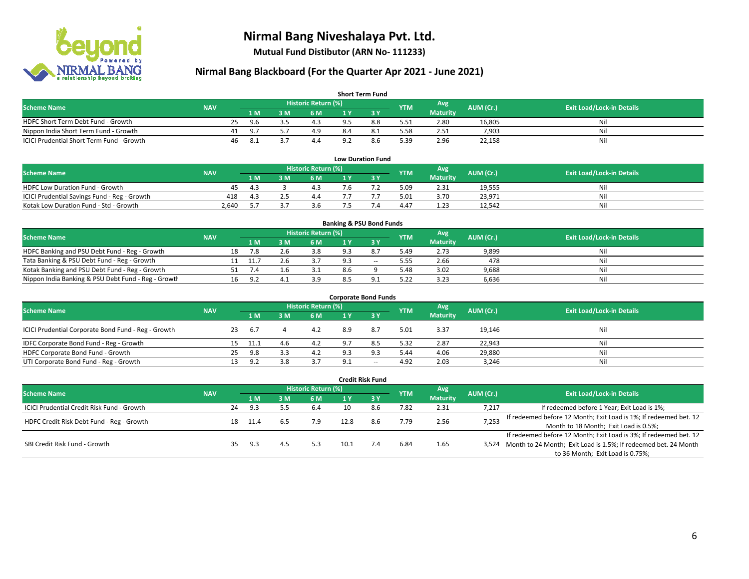# Nirmal Bang Niveshalaya Pvt. Ltd.

**Mutual Fund Distibutor (ARN No- 111233)**

## Nirmal Bang Blackboard (For the Quarter Apr 2021 - June 2021)

### Short Term Fund

| Scheme Name | NAV | Historic Return (%) | | | | | YTM | Avg Maturity | AUM (Cr.) | Exit Load/Lock-in Details |
|---|---|---|---|---|---|---|---|---|---|---|
| | | 1 M | 3 M | 6 M | 1 Y | 3 Y | | | | |
| HDFC Short Term Debt Fund - Growth | 25 | 9.6 | 3.5 | 4.3 | 9.5 | 8.8 | 5.51 | 2.80 | 16,805 | Nil |
| Nippon India Short Term Fund - Growth | 41 | 9.7 | 5.7 | 4.9 | 8.4 | 8.1 | 5.58 | 2.51 | 7,903 | Nil |
| ICICI Prudential Short Term Fund - Growth | 46 | 8.1 | 3.7 | 4.4 | 9.2 | 8.6 | 5.39 | 2.96 | 22,158 | Nil |

### Low Duration Fund

| Scheme Name | NAV | Historic Return (%) | | | | | YTM | Avg Maturity | AUM (Cr.) | Exit Load/Lock-in Details |
|---|---|---|---|---|---|---|---|---|---|---|
| | | 1 M | 3 M | 6 M | 1 Y | 3 Y | | | | |
| HDFC Low Duration Fund - Growth | 45 | 4.3 | 3 | 4.3 | 7.6 | 7.2 | 5.09 | 2.31 | 19,555 | Nil |
| ICICI Prudential Savings Fund - Reg - Growth | 418 | 4.3 | 2.5 | 4.4 | 7.7 | 7.7 | 5.01 | 3.70 | 23,971 | Nil |
| Kotak Low Duration Fund - Std - Growth | 2,640 | 5.7 | 3.7 | 3.6 | 7.5 | 7.4 | 4.47 | 1.23 | 12,542 | Nil |

### Banking & PSU Bond Funds

| Scheme Name | NAV | Historic Return (%) | | | | | YTM | Avg Maturity | AUM (Cr.) | Exit Load/Lock-in Details |
|---|---|---|---|---|---|---|---|---|---|---|
| | | 1 M | 3 M | 6 M | 1 Y | 3 Y | | | | |
| HDFC Banking and PSU Debt Fund - Reg - Growth | 18 | 7.8 | 2.6 | 3.8 | 9.3 | 8.7 | 5.49 | 2.73 | 9,899 | Nil |
| Tata Banking & PSU Debt Fund - Reg - Growth | 11 | 11.7 | 2.6 | 3.7 | 9.3 | -- | 5.55 | 2.66 | 478 | Nil |
| Kotak Banking and PSU Debt Fund - Reg - Growth | 51 | 7.4 | 1.6 | 3.1 | 8.6 | 9 | 5.48 | 3.02 | 9,688 | Nil |
| Nippon India Banking & PSU Debt Fund - Reg - Growth | 16 | 9.2 | 4.1 | 3.9 | 8.5 | 9.1 | 5.22 | 3.23 | 6,636 | Nil |

### Corporate Bond Funds

| Scheme Name | NAV | Historic Return (%) | | | | | YTM | Avg Maturity | AUM (Cr.) | Exit Load/Lock-in Details |
|---|---|---|---|---|---|---|---|---|---|---|
| | | 1 M | 3 M | 6 M | 1 Y | 3 Y | | | | |
| ICICI Prudential Corporate Bond Fund - Reg - Growth | 23 | 6.7 | 4 | 4.2 | 8.9 | 8.7 | 5.01 | 3.37 | 19,146 | Nil |
| IDFC Corporate Bond Fund - Reg - Growth | 15 | 11.1 | 4.6 | 4.2 | 9.7 | 8.5 | 5.32 | 2.87 | 22,943 | Nil |
| HDFC Corporate Bond Fund - Growth | 25 | 9.8 | 3.3 | 4.2 | 9.3 | 9.3 | 5.44 | 4.06 | 29,880 | Nil |
| UTI Corporate Bond Fund - Reg - Growth | 13 | 9.2 | 3.8 | 3.7 | 9.1 | -- | 4.92 | 2.03 | 3,246 | Nil |

### Credit Risk Fund

| Scheme Name | NAV | Historic Return (%) | | | | | YTM | Avg Maturity | AUM (Cr.) | Exit Load/Lock-in Details |
|---|---|---|---|---|---|---|---|---|---|---|
| | | 1 M | 3 M | 6 M | 1 Y | 3 Y | | | | |
| ICICI Prudential Credit Risk Fund - Growth | 24 | 9.3 | 5.5 | 6.4 | 10 | 8.6 | 7.82 | 2.31 | 7,217 | If redeemed before 1 Year; Exit Load is 1%; |
| HDFC Credit Risk Debt Fund - Reg - Growth | 18 | 11.4 | 6.5 | 7.9 | 12.8 | 8.6 | 7.79 | 2.56 | 7,253 | If redeemed before 12 Month; Exit Load is 1%; If redeemed bet. 12 Month to 18 Month; Exit Load is 0.5%; |
| SBI Credit Risk Fund - Growth | 35 | 9.3 | 4.5 | 5.3 | 10.1 | 7.4 | 6.84 | 1.65 | 3,524 | If redeemed before 12 Month; Exit Load is 3%; If redeemed bet. 12 Month to 24 Month; Exit Load is 1.5%; If redeemed bet. 24 Month to 36 Month; Exit Load is 0.75%; |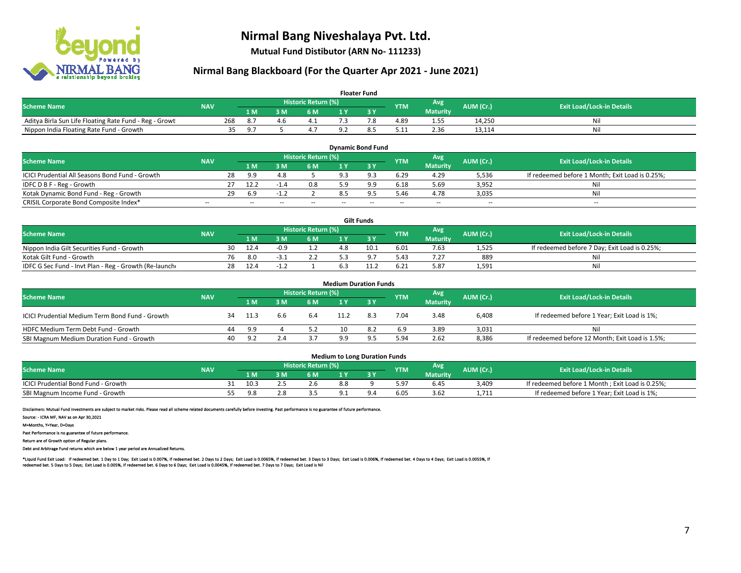# Nirmal Bang Niveshalaya Pvt. Ltd.

**Mutual Fund Distibutor (ARN No- 111233)**

## Nirmal Bang Blackboard (For the Quarter Apr 2021 - June 2021)

### Floater Fund

| Scheme Name | NAV | Historic Return (%) | | | | | YTM | Avg Maturity | AUM (Cr.) | Exit Load/Lock-in Details |
|---|---|---|---|---|---|---|---|---|---|---|
| | | 1 M | 3 M | 6 M | 1 Y | 3 Y | | | | |
| Aditya Birla Sun Life Floating Rate Fund - Reg - Growt | 268 | 8.7 | 4.6 | 4.1 | 7.3 | 7.8 | 4.89 | 1.55 | 14,250 | Nil |
| Nippon India Floating Rate Fund - Growth | 35 | 9.7 | 5 | 4.7 | 9.2 | 8.5 | 5.11 | 2.36 | 13,114 | Nil |

### Dynamic Bond Fund

| Scheme Name | NAV | Historic Return (%) | | | | | YTM | Avg Maturity | AUM (Cr.) | Exit Load/Lock-in Details |
|---|---|---|---|---|---|---|---|---|---|---|
| | | 1 M | 3 M | 6 M | 1 Y | 3 Y | | | | |
| ICICI Prudential All Seasons Bond Fund - Growth | 28 | 9.9 | 4.8 | 5 | 9.3 | 9.3 | 6.29 | 4.29 | 5,536 | If redeemed before 1 Month; Exit Load is 0.25%; |
| IDFC D B F - Reg - Growth | 27 | 12.2 | -1.4 | 0.8 | 5.9 | 9.9 | 6.18 | 5.69 | 3,952 | Nil |
| Kotak Dynamic Bond Fund - Reg - Growth | 29 | 6.9 | -1.2 | 2 | 8.5 | 9.5 | 5.46 | 4.78 | 3,035 | Nil |
| CRISIL Corporate Bond Composite Index* | -- | -- | -- | -- | -- | -- | -- | -- | -- | -- |

### Gilt Funds

| Scheme Name | NAV | Historic Return (%) | | | | | YTM | Avg Maturity | AUM (Cr.) | Exit Load/Lock-in Details |
|---|---|---|---|---|---|---|---|---|---|---|
| | | 1 M | 3 M | 6 M | 1 Y | 3 Y | | | | |
| Nippon India Gilt Securities Fund - Growth | 30 | 12.4 | -0.9 | 1.2 | 4.8 | 10.1 | 6.01 | 7.63 | 1,525 | If redeemed before 7 Day; Exit Load is 0.25%; |
| Kotak Gilt Fund - Growth | 76 | 8.0 | -3.1 | 2.2 | 5.3 | 9.7 | 5.43 | 7.27 | 889 | Nil |
| IDFC G Sec Fund - Invt Plan - Reg - Growth (Re-launch | 28 | 12.4 | -1.2 | 1 | 6.3 | 11.2 | 6.21 | 5.87 | 1,591 | Nil |

### Medium Duration Funds

| Scheme Name | NAV | Historic Return (%) | | | | | YTM | Avg Maturity | AUM (Cr.) | Exit Load/Lock-in Details |
|---|---|---|---|---|---|---|---|---|---|---|
| | | 1 M | 3 M | 6 M | 1 Y | 3 Y | | | | |
| ICICI Prudential Medium Term Bond Fund - Growth | 34 | 11.3 | 6.6 | 6.4 | 11.2 | 8.3 | 7.04 | 3.48 | 6,408 | If redeemed before 1 Year; Exit Load is 1%; |
| HDFC Medium Term Debt Fund - Growth | 44 | 9.9 | 4 | 5.2 | 10 | 8.2 | 6.9 | 3.89 | 3,031 | Nil |
| SBI Magnum Medium Duration Fund - Growth | 40 | 9.2 | 2.4 | 3.7 | 9.9 | 9.5 | 5.94 | 2.62 | 8,386 | If redeemed before 12 Month; Exit Load is 1.5%; |

### Medium to Long Duration Funds

| Scheme Name | NAV | Historic Return (%) | | | | | YTM | Avg Maturity | AUM (Cr.) | Exit Load/Lock-in Details |
|---|---|---|---|---|---|---|---|---|---|---|
| | | 1 M | 3 M | 6 M | 1 Y | 3 Y | | | | |
| ICICI Prudential Bond Fund - Growth | 31 | 10.3 | 2.5 | 2.6 | 8.8 | 9 | 5.97 | 6.45 | 3,409 | If redeemed before 1 Month ; Exit Load is 0.25%; |
| SBI Magnum Income Fund - Growth | 55 | 9.8 | 2.8 | 3.5 | 9.1 | 9.4 | 6.05 | 3.62 | 1,711 | If redeemed before 1 Year; Exit Load is 1%; |

Disclaimers: Mutual Fund investments are subject to market risks. Please read all scheme related documents carefully before investing. Past performance is no guarantee of future performance.

Source: - ICRA MF, NAV as on Apr 30,2021

M=Months, Y=Year, D=Days

Past Performance is no guarantee of future performance.

Return are of Growth option of Regular plans.

Debt and Arbitrage Fund returns which are below 1 year period are Annualized Returns.

*Liquid Fund Exit Load: If redeemed bet. 1 Day to 1 Day; Exit Load is 0.007%, If redeemed bet. 2 Days to 2 Days; Exit Load is 0.0065%, If redeemed bet. 3 Days to 3 Days; Exit Load is 0.006%, If redeemed bet. 4 Days to 4 Days; Exit Load is 0.0055%, If redeemed bet. 5 Days to 5 Days; Exit Load is 0.005%, If redeemed bet. 6 Days to 6 Days; Exit Load is 0.0045%, If redeemed bet. 7 Days to 7 Days; Exit Load is Nil